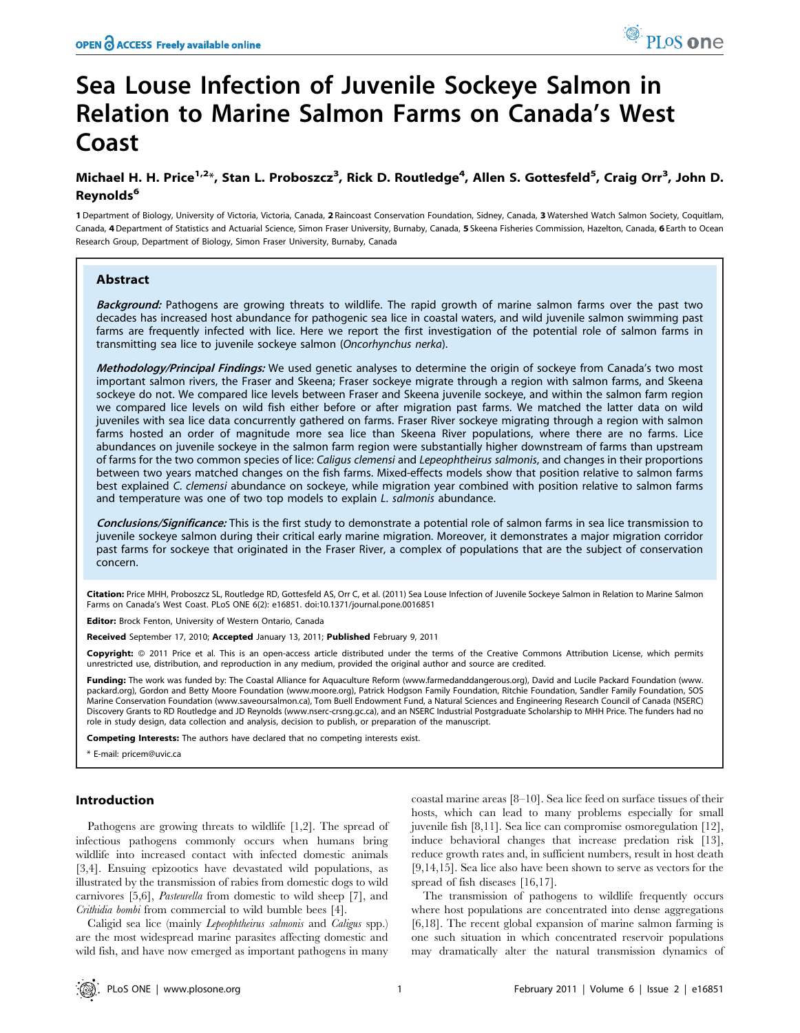# Sea Louse Infection of Juvenile Sockeye Salmon in Relation to Marine Salmon Farms on Canada's West Coast

**Michael H. H. Price[1,2]*, Stan L. Proboszcz[3], Rick D. Routledge[4], Allen S. Gottesfeld[5], Craig Orr[3], John D. Reynolds[6]**

1 Department of Biology, University of Victoria, Victoria, Canada, 2 Raincoast Conservation Foundation, Sidney, Canada, 3 Watershed Watch Salmon Society, Coquitlam, Canada, 4 Department of Statistics and Actuarial Science, Simon Fraser University, Burnaby, Canada, 5 Skeena Fisheries Commission, Hazelton, Canada, 6 Earth to Ocean Research Group, Department of Biology, Simon Fraser University, Burnaby, Canada

## Abstract

***Background:*** Pathogens are growing threats to wildlife. The rapid growth of marine salmon farms over the past two decades has increased host abundance for pathogenic sea lice in coastal waters, and wild juvenile salmon swimming past farms are frequently infected with lice. Here we report the first investigation of the potential role of salmon farms in transmitting sea lice to juvenile sockeye salmon (*Oncorhynchus nerka*).

***Methodology/Principal Findings:*** We used genetic analyses to determine the origin of sockeye from Canada's two most important salmon rivers, the Fraser and Skeena; Fraser sockeye migrate through a region with salmon farms, and Skeena sockeye do not. We compared lice levels between Fraser and Skeena juvenile sockeye, and within the salmon farm region we compared lice levels on wild fish either before or after migration past farms. We matched the latter data on wild juveniles with sea lice data concurrently gathered on farms. Fraser River sockeye migrating through a region with salmon farms hosted an order of magnitude more sea lice than Skeena River populations, where there are no farms. Lice abundances on juvenile sockeye in the salmon farm region were substantially higher downstream of farms than upstream of farms for the two common species of lice: *Caligus clemensi* and *Lepeophtheirus salmonis*, and changes in their proportions between two years matched changes on the fish farms. Mixed-effects models show that position relative to salmon farms best explained *C. clemensi* abundance on sockeye, while migration year combined with position relative to salmon farms and temperature was one of two top models to explain *L. salmonis* abundance.

***Conclusions/Significance:*** This is the first study to demonstrate a potential role of salmon farms in sea lice transmission to juvenile sockeye salmon during their critical early marine migration. Moreover, it demonstrates a major migration corridor past farms for sockeye that originated in the Fraser River, a complex of populations that are the subject of conservation concern.

**Citation:** Price MHH, Proboszcz SL, Routledge RD, Gottesfeld AS, Orr C, et al. (2011) Sea Louse Infection of Juvenile Sockeye Salmon in Relation to Marine Salmon Farms on Canada's West Coast. PLoS ONE 6(2): e16851. doi:10.1371/journal.pone.0016851

**Editor:** Brock Fenton, University of Western Ontario, Canada

**Received** September 17, 2010; **Accepted** January 13, 2011; **Published** February 9, 2011

**Copyright:** © 2011 Price et al. This is an open-access article distributed under the terms of the Creative Commons Attribution License, which permits unrestricted use, distribution, and reproduction in any medium, provided the original author and source are credited.

**Funding:** The work was funded by: The Coastal Alliance for Aquaculture Reform (www.farmedanddangerous.org), David and Lucile Packard Foundation (www.packard.org), Gordon and Betty Moore Foundation (www.moore.org), Patrick Hodgson Family Foundation, Ritchie Foundation, Sandler Family Foundation, SOS Marine Conservation Foundation (www.saveoursalmon.ca), Tom Buell Endowment Fund, a Natural Sciences and Engineering Research Council of Canada (NSERC) Discovery Grants to RD Routledge and JD Reynolds (www.nserc-crsng.gc.ca), and an NSERC Industrial Postgraduate Scholarship to MHH Price. The funders had no role in study design, data collection and analysis, decision to publish, or preparation of the manuscript.

**Competing Interests:** The authors have declared that no competing interests exist.

\* E-mail: pricem@uvic.ca

## Introduction

Pathogens are growing threats to wildlife [1,2]. The spread of infectious pathogens commonly occurs when humans bring wildlife into increased contact with infected domestic animals [3,4]. Ensuing epizootics have devastated wild populations, as illustrated by the transmission of rabies from domestic dogs to wild carnivores [5,6], *Pasteurella* from domestic to wild sheep [7], and *Crithidia bombi* from commercial to wild bumble bees [4].

Caligid sea lice (mainly *Lepeophtheirus salmonis* and *Caligus* spp.) are the most widespread marine parasites affecting domestic and wild fish, and have now emerged as important pathogens in many coastal marine areas [8–10]. Sea lice feed on surface tissues of their hosts, which can lead to many problems especially for small juvenile fish [8,11]. Sea lice can compromise osmoregulation [12], induce behavioral changes that increase predation risk [13], reduce growth rates and, in sufficient numbers, result in host death [9,14,15]. Sea lice also have been shown to serve as vectors for the spread of fish diseases [16,17].

The transmission of pathogens to wildlife frequently occurs where host populations are concentrated into dense aggregations [6,18]. The recent global expansion of marine salmon farming is one such situation in which concentrated reservoir populations may dramatically alter the natural transmission dynamics of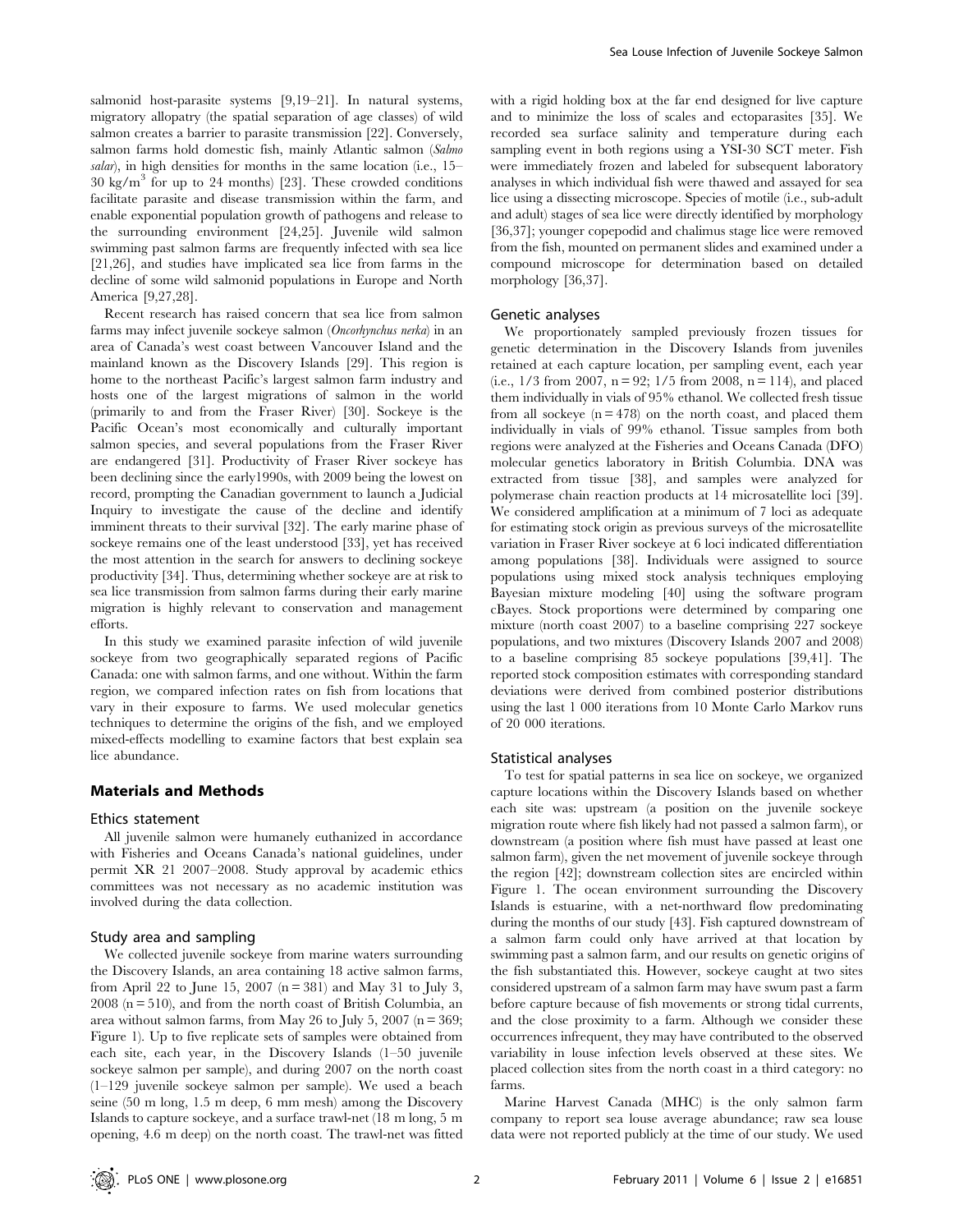salmonid host-parasite systems [9,19–21]. In natural systems, migratory allopatry (the spatial separation of age classes) of wild salmon creates a barrier to parasite transmission [22]. Conversely, salmon farms hold domestic fish, mainly Atlantic salmon (*Salmo salar*), in high densities for months in the same location (i.e., 15–30 kg/m$^3$ for up to 24 months) [23]. These crowded conditions facilitate parasite and disease transmission within the farm, and enable exponential population growth of pathogens and release to the surrounding environment [24,25]. Juvenile wild salmon swimming past salmon farms are frequently infected with sea lice [21,26], and studies have implicated sea lice from farms in the decline of some wild salmonid populations in Europe and North America [9,27,28].

Recent research has raised concern that sea lice from salmon farms may infect juvenile sockeye salmon (*Oncorhynchus nerka*) in an area of Canada's west coast between Vancouver Island and the mainland known as the Discovery Islands [29]. This region is home to the northeast Pacific's largest salmon farm industry and hosts one of the largest migrations of salmon in the world (primarily to and from the Fraser River) [30]. Sockeye is the Pacific Ocean's most economically and culturally important salmon species, and several populations from the Fraser River are endangered [31]. Productivity of Fraser River sockeye has been declining since the early1990s, with 2009 being the lowest on record, prompting the Canadian government to launch a Judicial Inquiry to investigate the cause of the decline and identify imminent threats to their survival [32]. The early marine phase of sockeye remains one of the least understood [33], yet has received the most attention in the search for answers to declining sockeye productivity [34]. Thus, determining whether sockeye are at risk to sea lice transmission from salmon farms during their early marine migration is highly relevant to conservation and management efforts.

In this study we examined parasite infection of wild juvenile sockeye from two geographically separated regions of Pacific Canada: one with salmon farms, and one without. Within the farm region, we compared infection rates on fish from locations that vary in their exposure to farms. We used molecular genetics techniques to determine the origins of the fish, and we employed mixed-effects modelling to examine factors that best explain sea lice abundance.

## Materials and Methods

### Ethics statement

All juvenile salmon were humanely euthanized in accordance with Fisheries and Oceans Canada's national guidelines, under permit XR 21 2007–2008. Study approval by academic ethics committees was not necessary as no academic institution was involved during the data collection.

### Study area and sampling

We collected juvenile sockeye from marine waters surrounding the Discovery Islands, an area containing 18 active salmon farms, from April 22 to June 15, 2007 (n = 381) and May 31 to July 3, 2008 (n = 510), and from the north coast of British Columbia, an area without salmon farms, from May 26 to July 5, 2007 (n = 369; Figure 1). Up to five replicate sets of samples were obtained from each site, each year, in the Discovery Islands (1–50 juvenile sockeye salmon per sample), and during 2007 on the north coast (1–129 juvenile sockeye salmon per sample). We used a beach seine (50 m long, 1.5 m deep, 6 mm mesh) among the Discovery Islands to capture sockeye, and a surface trawl-net (18 m long, 5 m opening, 4.6 m deep) on the north coast. The trawl-net was fitted with a rigid holding box at the far end designed for live capture and to minimize the loss of scales and ectoparasites [35]. We recorded sea surface salinity and temperature during each sampling event in both regions using a YSI-30 SCT meter. Fish were immediately frozen and labeled for subsequent laboratory analyses in which individual fish were thawed and assayed for sea lice using a dissecting microscope. Species of motile (i.e., sub-adult and adult) stages of sea lice were directly identified by morphology [36,37]; younger copepodid and chalimus stage lice were removed from the fish, mounted on permanent slides and examined under a compound microscope for determination based on detailed morphology [36,37].

### Genetic analyses

We proportionately sampled previously frozen tissues for genetic determination in the Discovery Islands from juveniles retained at each capture location, per sampling event, each year (i.e., 1/3 from 2007, n = 92; 1/5 from 2008, n = 114), and placed them individually in vials of 95% ethanol. We collected fresh tissue from all sockeye (n = 478) on the north coast, and placed them individually in vials of 99% ethanol. Tissue samples from both regions were analyzed at the Fisheries and Oceans Canada (DFO) molecular genetics laboratory in British Columbia. DNA was extracted from tissue [38], and samples were analyzed for polymerase chain reaction products at 14 microsatellite loci [39]. We considered amplification at a minimum of 7 loci as adequate for estimating stock origin as previous surveys of the microsatellite variation in Fraser River sockeye at 6 loci indicated differentiation among populations [38]. Individuals were assigned to source populations using mixed stock analysis techniques employing Bayesian mixture modeling [40] using the software program cBayes. Stock proportions were determined by comparing one mixture (north coast 2007) to a baseline comprising 227 sockeye populations, and two mixtures (Discovery Islands 2007 and 2008) to a baseline comprising 85 sockeye populations [39,41]. The reported stock composition estimates with corresponding standard deviations were derived from combined posterior distributions using the last 1 000 iterations from 10 Monte Carlo Markov runs of 20 000 iterations.

### Statistical analyses

To test for spatial patterns in sea lice on sockeye, we organized capture locations within the Discovery Islands based on whether each site was: upstream (a position on the juvenile sockeye migration route where fish likely had not passed a salmon farm), or downstream (a position where fish must have passed at least one salmon farm), given the net movement of juvenile sockeye through the region [42]; downstream collection sites are encircled within Figure 1. The ocean environment surrounding the Discovery Islands is estuarine, with a net-northward flow predominating during the months of our study [43]. Fish captured downstream of a salmon farm could only have arrived at that location by swimming past a salmon farm, and our results on genetic origins of the fish substantiated this. However, sockeye caught at two sites considered upstream of a salmon farm may have swum past a farm before capture because of fish movements or strong tidal currents, and the close proximity to a farm. Although we consider these occurrences infrequent, they may have contributed to the observed variability in louse infection levels observed at these sites. We placed collection sites from the north coast in a third category: no farms.

Marine Harvest Canada (MHC) is the only salmon farm company to report sea louse average abundance; raw sea louse data were not reported publicly at the time of our study. We used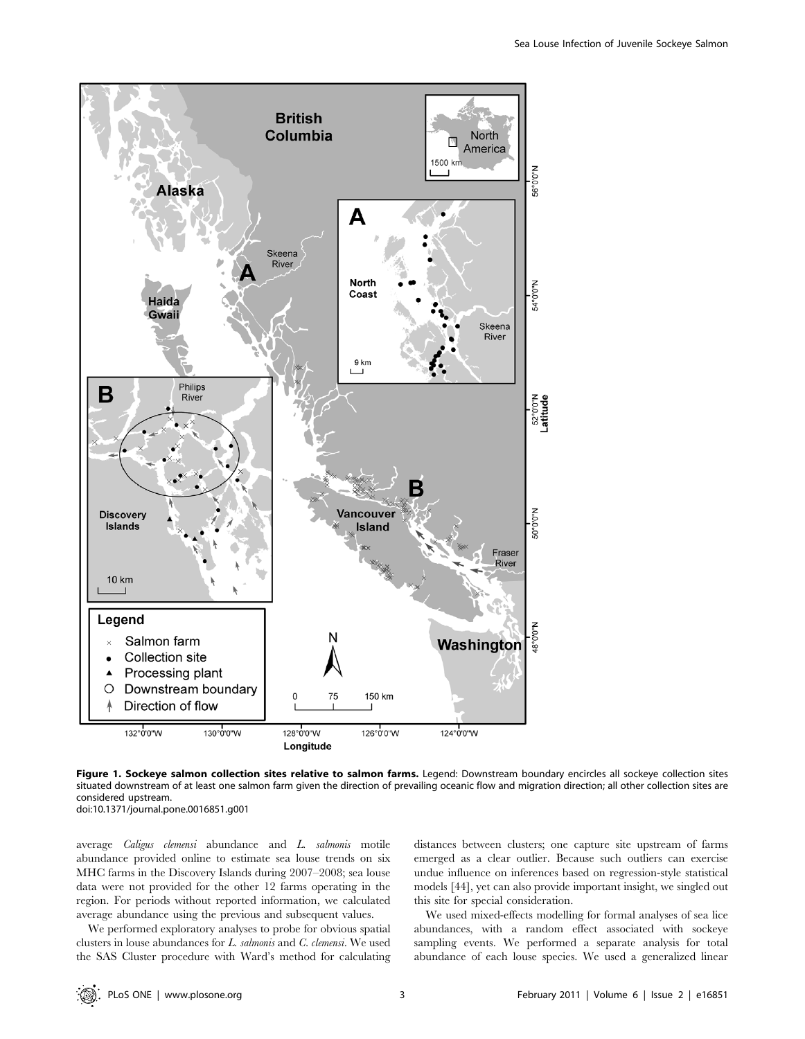**Figure 1. Sockeye salmon collection sites relative to salmon farms.** Legend: Downstream boundary encircles all sockeye collection sites situated downstream of at least one salmon farm given the direction of prevailing oceanic flow and migration direction; all other collection sites are considered upstream.
doi:10.1371/journal.pone.0016851.g001

average *Caligus clemensi* abundance and *L. salmonis* motile abundance provided online to estimate sea louse trends on six MHC farms in the Discovery Islands during 2007–2008; sea louse data were not provided for the other 12 farms operating in the region. For periods without reported information, we calculated average abundance using the previous and subsequent values.

We performed exploratory analyses to probe for obvious spatial clusters in louse abundances for *L. salmonis* and *C. clemensi*. We used the SAS Cluster procedure with Ward's method for calculating distances between clusters; one capture site upstream of farms emerged as a clear outlier. Because such outliers can exercise undue influence on inferences based on regression-style statistical models [44], yet can also provide important insight, we singled out this site for special consideration.

We used mixed-effects modelling for formal analyses of sea lice abundances, with a random effect associated with sockeye sampling events. We performed a separate analysis for total abundance of each louse species. We used a generalized linear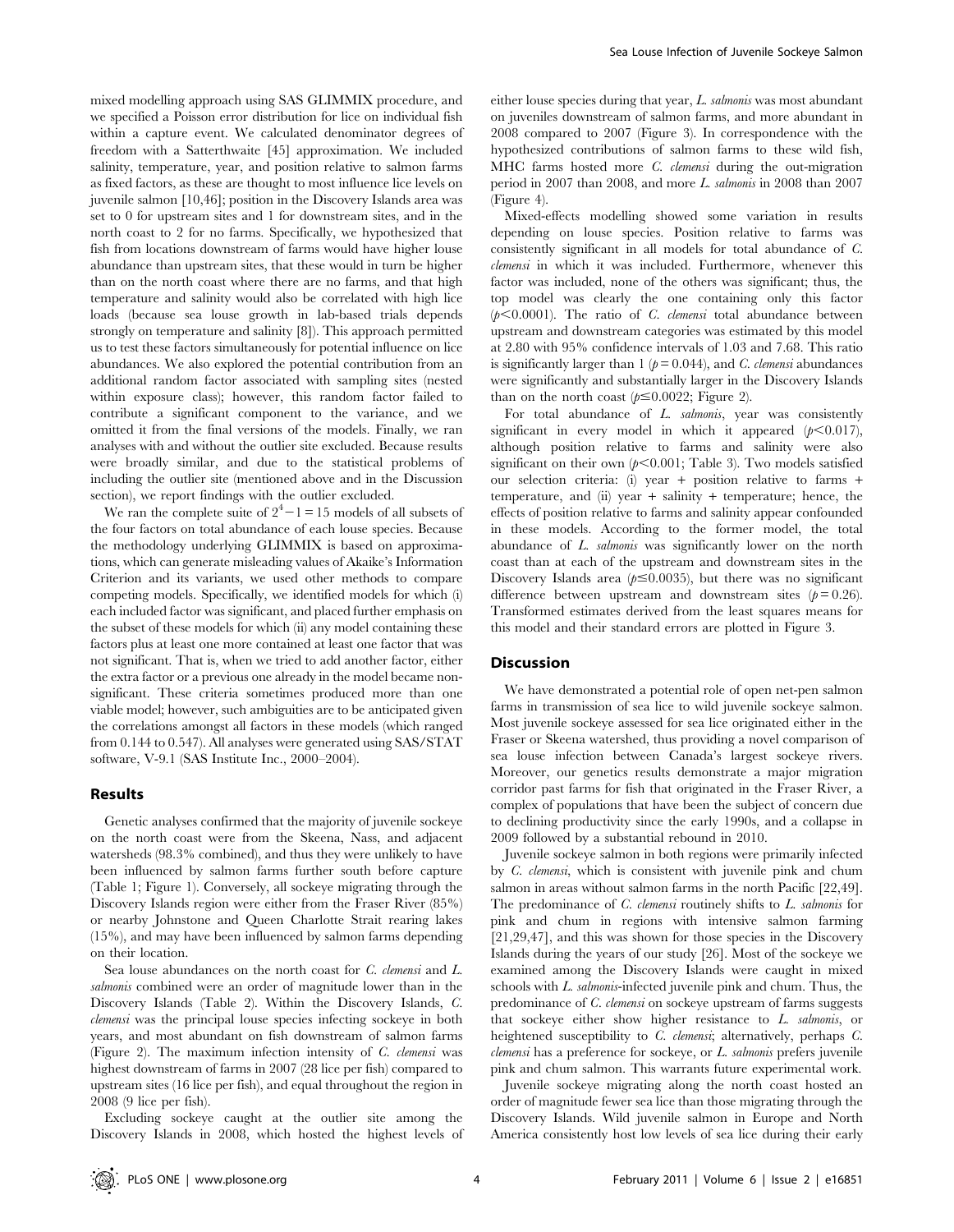mixed modelling approach using SAS GLIMMIX procedure, and we specified a Poisson error distribution for lice on individual fish within a capture event. We calculated denominator degrees of freedom with a Satterthwaite [45] approximation. We included salinity, temperature, year, and position relative to salmon farms as fixed factors, as these are thought to most influence lice levels on juvenile salmon [10,46]; position in the Discovery Islands area was set to 0 for upstream sites and 1 for downstream sites, and in the north coast to 2 for no farms. Specifically, we hypothesized that fish from locations downstream of farms would have higher louse abundance than upstream sites, that these would in turn be higher than on the north coast where there are no farms, and that high temperature and salinity would also be correlated with high lice loads (because sea louse growth in lab-based trials depends strongly on temperature and salinity [8]). This approach permitted us to test these factors simultaneously for potential influence on lice abundances. We also explored the potential contribution from an additional random factor associated with sampling sites (nested within exposure class); however, this random factor failed to contribute a significant component to the variance, and we omitted it from the final versions of the models. Finally, we ran analyses with and without the outlier site excluded. Because results were broadly similar, and due to the statistical problems of including the outlier site (mentioned above and in the Discussion section), we report findings with the outlier excluded.

We ran the complete suite of $2^4 - 1 = 15$ models of all subsets of the four factors on total abundance of each louse species. Because the methodology underlying GLIMMIX is based on approximations, which can generate misleading values of Akaike's Information Criterion and its variants, we used other methods to compare competing models. Specifically, we identified models for which (i) each included factor was significant, and placed further emphasis on the subset of these models for which (ii) any model containing these factors plus at least one more contained at least one factor that was not significant. That is, when we tried to add another factor, either the extra factor or a previous one already in the model became non-significant. These criteria sometimes produced more than one viable model; however, such ambiguities are to be anticipated given the correlations amongst all factors in these models (which ranged from 0.144 to 0.547). All analyses were generated using SAS/STAT software, V-9.1 (SAS Institute Inc., 2000–2004).

## Results

Genetic analyses confirmed that the majority of juvenile sockeye on the north coast were from the Skeena, Nass, and adjacent watersheds (98.3% combined), and thus they were unlikely to have been influenced by salmon farms further south before capture (Table 1; Figure 1). Conversely, all sockeye migrating through the Discovery Islands region were either from the Fraser River (85%) or nearby Johnstone and Queen Charlotte Strait rearing lakes (15%), and may have been influenced by salmon farms depending on their location.

Sea louse abundances on the north coast for *C. clemensi* and *L. salmonis* combined were an order of magnitude lower than in the Discovery Islands (Table 2). Within the Discovery Islands, *C. clemensi* was the principal louse species infecting sockeye in both years, and most abundant on fish downstream of salmon farms (Figure 2). The maximum infection intensity of *C. clemensi* was highest downstream of farms in 2007 (28 lice per fish) compared to upstream sites (16 lice per fish), and equal throughout the region in 2008 (9 lice per fish).

Excluding sockeye caught at the outlier site among the Discovery Islands in 2008, which hosted the highest levels of either louse species during that year, *L. salmonis* was most abundant on juveniles downstream of salmon farms, and more abundant in 2008 compared to 2007 (Figure 3). In correspondence with the hypothesized contributions of salmon farms to these wild fish, MHC farms hosted more *C. clemensi* during the out-migration period in 2007 than 2008, and more *L. salmonis* in 2008 than 2007 (Figure 4).

Mixed-effects modelling showed some variation in results depending on louse species. Position relative to farms was consistently significant in all models for total abundance of *C. clemensi* in which it was included. Furthermore, whenever this factor was included, none of the others was significant; thus, the top model was clearly the one containing only this factor ($p<0.0001$). The ratio of *C. clemensi* total abundance between upstream and downstream categories was estimated by this model at 2.80 with 95% confidence intervals of 1.03 and 7.68. This ratio is significantly larger than 1 ($p = 0.044$), and *C. clemensi* abundances were significantly and substantially larger in the Discovery Islands than on the north coast ($p \leq 0.0022$; Figure 2).

For total abundance of *L. salmonis*, year was consistently significant in every model in which it appeared ($p<0.017$), although position relative to farms and salinity were also significant on their own ($p<0.001$; Table 3). Two models satisfied our selection criteria: (i) year + position relative to farms + temperature, and (ii) year + salinity + temperature; hence, the effects of position relative to farms and salinity appear confounded in these models. According to the former model, the total abundance of *L. salmonis* was significantly lower on the north coast than at each of the upstream and downstream sites in the Discovery Islands area ($p \leq 0.0035$), but there was no significant difference between upstream and downstream sites ($p = 0.26$). Transformed estimates derived from the least squares means for this model and their standard errors are plotted in Figure 3.

## Discussion

We have demonstrated a potential role of open net-pen salmon farms in transmission of sea lice to wild juvenile sockeye salmon. Most juvenile sockeye assessed for sea lice originated either in the Fraser or Skeena watershed, thus providing a novel comparison of sea louse infection between Canada's largest sockeye rivers. Moreover, our genetics results demonstrate a major migration corridor past farms for fish that originated in the Fraser River, a complex of populations that have been the subject of concern due to declining productivity since the early 1990s, and a collapse in 2009 followed by a substantial rebound in 2010.

Juvenile sockeye salmon in both regions were primarily infected by *C. clemensi*, which is consistent with juvenile pink and chum salmon in areas without salmon farms in the north Pacific [22,49]. The predominance of *C. clemensi* routinely shifts to *L. salmonis* for pink and chum in regions with intensive salmon farming [21,29,47], and this was shown for those species in the Discovery Islands during the years of our study [26]. Most of the sockeye we examined among the Discovery Islands were caught in mixed schools with *L. salmonis*-infected juvenile pink and chum. Thus, the predominance of *C. clemensi* on sockeye upstream of farms suggests that sockeye either show higher resistance to *L. salmonis*, or heightened susceptibility to *C. clemensi*; alternatively, perhaps *C. clemensi* has a preference for sockeye, or *L. salmonis* prefers juvenile pink and chum salmon. This warrants future experimental work.

Juvenile sockeye migrating along the north coast hosted an order of magnitude fewer sea lice than those migrating through the Discovery Islands. Wild juvenile salmon in Europe and North America consistently host low levels of sea lice during their early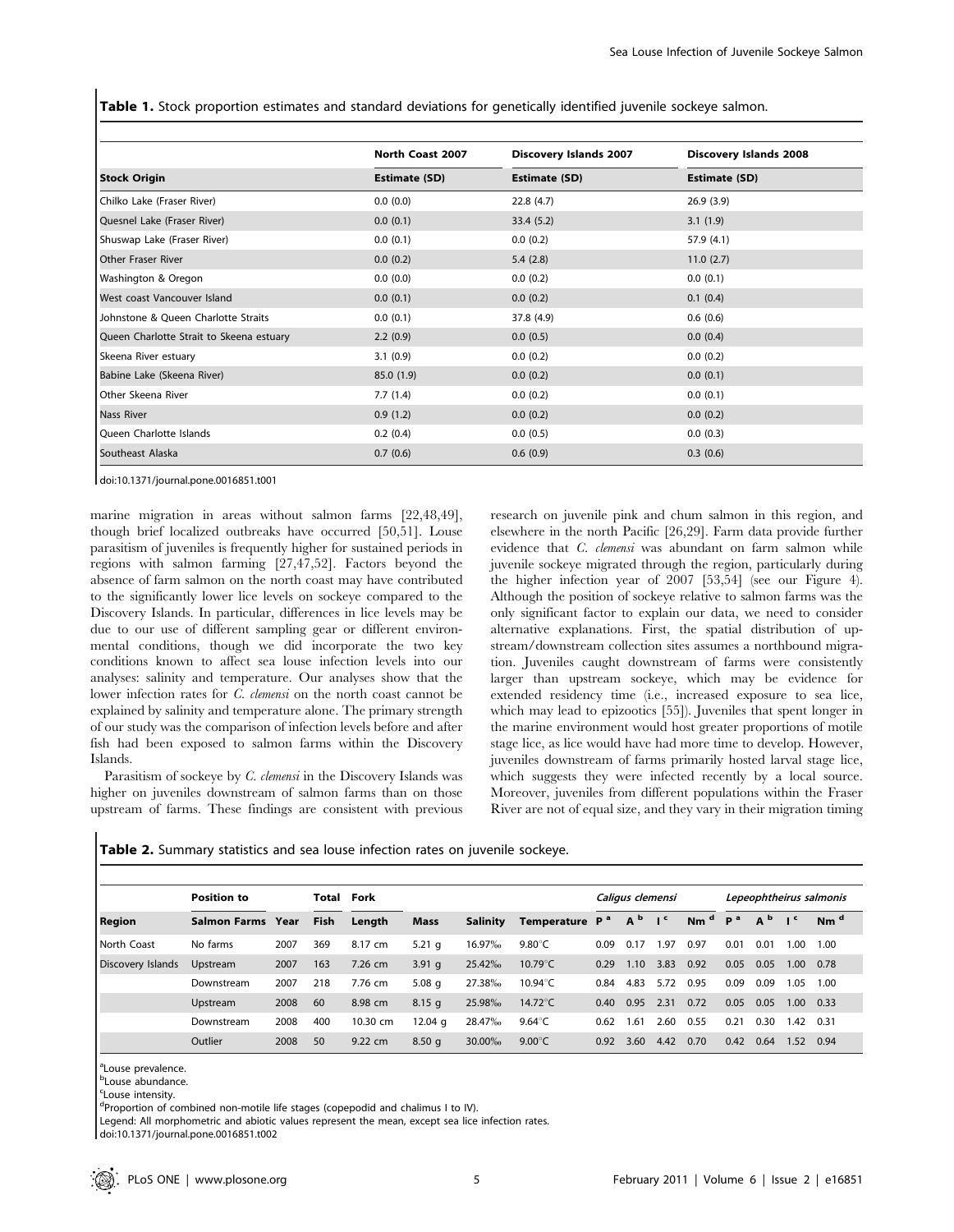**Table 1.** Stock proportion estimates and standard deviations for genetically identified juvenile sockeye salmon.

| | North Coast 2007 | Discovery Islands 2007 | Discovery Islands 2008 |
|---|---|---|---|
| **Stock Origin** | **Estimate (SD)** | **Estimate (SD)** | **Estimate (SD)** |
| Chilko Lake (Fraser River) | 0.0 (0.0) | 22.8 (4.7) | 26.9 (3.9) |
| Quesnel Lake (Fraser River) | 0.0 (0.1) | 33.4 (5.2) | 3.1 (1.9) |
| Shuswap Lake (Fraser River) | 0.0 (0.1) | 0.0 (0.2) | 57.9 (4.1) |
| Other Fraser River | 0.0 (0.2) | 5.4 (2.8) | 11.0 (2.7) |
| Washington & Oregon | 0.0 (0.0) | 0.0 (0.2) | 0.0 (0.1) |
| West coast Vancouver Island | 0.0 (0.1) | 0.0 (0.2) | 0.1 (0.4) |
| Johnstone & Queen Charlotte Straits | 0.0 (0.1) | 37.8 (4.9) | 0.6 (0.6) |
| Queen Charlotte Strait to Skeena estuary | 2.2 (0.9) | 0.0 (0.5) | 0.0 (0.4) |
| Skeena River estuary | 3.1 (0.9) | 0.0 (0.2) | 0.0 (0.2) |
| Babine Lake (Skeena River) | 85.0 (1.9) | 0.0 (0.2) | 0.0 (0.1) |
| Other Skeena River | 7.7 (1.4) | 0.0 (0.2) | 0.0 (0.1) |
| Nass River | 0.9 (1.2) | 0.0 (0.2) | 0.0 (0.2) |
| Queen Charlotte Islands | 0.2 (0.4) | 0.0 (0.5) | 0.0 (0.3) |
| Southeast Alaska | 0.7 (0.6) | 0.6 (0.9) | 0.3 (0.6) |

doi:10.1371/journal.pone.0016851.t001

marine migration in areas without salmon farms [22,48,49], though brief localized outbreaks have occurred [50,51]. Louse parasitism of juveniles is frequently higher for sustained periods in regions with salmon farming [27,47,52]. Factors beyond the absence of farm salmon on the north coast may have contributed to the significantly lower lice levels on sockeye compared to the Discovery Islands. In particular, differences in lice levels may be due to our use of different sampling gear or different environmental conditions, though we did incorporate the two key conditions known to affect sea louse infection levels into our analyses: salinity and temperature. Our analyses show that the lower infection rates for *C. clemensi* on the north coast cannot be explained by salinity and temperature alone. The primary strength of our study was the comparison of infection levels before and after fish had been exposed to salmon farms within the Discovery Islands.

Parasitism of sockeye by *C. clemensi* in the Discovery Islands was higher on juveniles downstream of salmon farms than on those upstream of farms. These findings are consistent with previous research on juvenile pink and chum salmon in this region, and elsewhere in the north Pacific [26,29]. Farm data provide further evidence that *C. clemensi* was abundant on farm salmon while juvenile sockeye migrated through the region, particularly during the higher infection year of 2007 [53,54] (see our Figure 4). Although the position of sockeye relative to salmon farms was the only significant factor to explain our data, we need to consider alternative explanations. First, the spatial distribution of upstream/downstream collection sites assumes a northbound migration. Juveniles caught downstream of farms were consistently larger than upstream sockeye, which may be evidence for extended residency time (i.e., increased exposure to sea lice, which may lead to epizootics [55]). Juveniles that spent longer in the marine environment would host greater proportions of motile stage lice, as lice would have had more time to develop. However, juveniles downstream of farms primarily hosted larval stage lice, which suggests they were infected recently by a local source. Moreover, juveniles from different populations within the Fraser River are not of equal size, and they vary in their migration timing

**Table 2.** Summary statistics and sea louse infection rates on juvenile sockeye.

| | Position to | | Total | Fork | | | | *Caligus clemensi* | | | | *Lepeophtheirus salmonis* | | | |
|---|---|---|---|---|---|---|---|---|---|---|---|---|---|---|---|
| Region | Salmon Farms | Year | Fish | Length | Mass | Salinity | Temperature | P[a] | A[b] | I[c] | Nm[d] | P[a] | A[b] | I[c] | Nm[d] |
| North Coast | No farms | 2007 | 369 | 8.17 cm | 5.21 g | 16.97‰ | 9.80°C | 0.09 | 0.17 | 1.97 | 0.97 | 0.01 | 0.01 | 1.00 | 1.00 |
| Discovery Islands | Upstream | 2007 | 163 | 7.26 cm | 3.91 g | 25.42‰ | 10.79°C | 0.29 | 1.10 | 3.83 | 0.92 | 0.05 | 0.05 | 1.00 | 0.78 |
| | Downstream | 2007 | 218 | 7.76 cm | 5.08 g | 27.38‰ | 10.94°C | 0.84 | 4.83 | 5.72 | 0.95 | 0.09 | 0.09 | 1.05 | 1.00 |
| | Upstream | 2008 | 60 | 8.98 cm | 8.15 g | 25.98‰ | 14.72°C | 0.40 | 0.95 | 2.31 | 0.72 | 0.05 | 0.05 | 1.00 | 0.33 |
| | Downstream | 2008 | 400 | 10.30 cm | 12.04 g | 28.47‰ | 9.64°C | 0.62 | 1.61 | 2.60 | 0.55 | 0.21 | 0.30 | 1.42 | 0.31 |
| | Outlier | 2008 | 50 | 9.22 cm | 8.50 g | 30.00‰ | 9.00°C | 0.92 | 3.60 | 4.42 | 0.70 | 0.42 | 0.64 | 1.52 | 0.94 |

[a]Louse prevalence.
[b]Louse abundance.
[c]Louse intensity.
[d]Proportion of combined non-motile life stages (copepodid and chalimus I to IV).
Legend: All morphometric and abiotic values represent the mean, except sea lice infection rates.
doi:10.1371/journal.pone.0016851.t002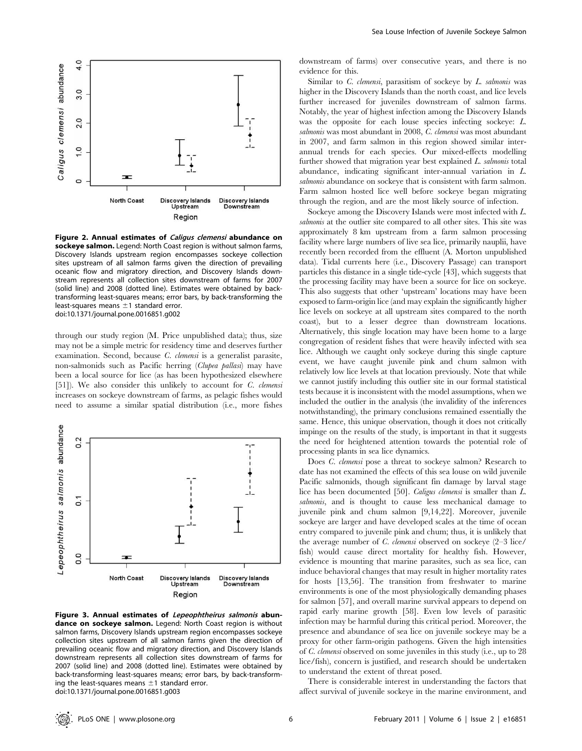Caligus clemensi abundance

4.0
3.0
2.0
1.0
0

North Coast
Discovery Islands Upstream
Discovery Islands Downstream

Region

**Figure 2. Annual estimates of *Caligus clemensi* abundance on sockeye salmon.** Legend: North Coast region is without salmon farms, Discovery Islands upstream region encompasses sockeye collection sites upstream of all salmon farms given the direction of prevailing oceanic flow and migratory direction, and Discovery Islands downstream represents all collection sites downstream of farms for 2007 (solid line) and 2008 (dotted line). Estimates were obtained by back-transforming least-squares means; error bars, by back-transforming the least-squares means ±1 standard error.
doi:10.1371/journal.pone.0016851.g002

through our study region (M. Price unpublished data); thus, size may not be a simple metric for residency time and deserves further examination. Second, because *C. clemensi* is a generalist parasite, non-salmonids such as Pacific herring (*Clupea pallasi*) may have been a local source for lice (as has been hypothesized elsewhere [51]). We also consider this unlikely to account for *C. clemensi* increases on sockeye downstream of farms, as pelagic fishes would need to assume a similar spatial distribution (i.e., more fishes

Lepeophtheirus salmonis abundance

0.2
0.1
0.0

North Coast
Discovery Islands Upstream
Discovery Islands Downstream

Region

**Figure 3. Annual estimates of *Lepeophtheirus salmonis* abundance on sockeye salmon.** Legend: North Coast region is without salmon farms, Discovery Islands upstream region encompasses sockeye collection sites upstream of all salmon farms given the direction of prevailing oceanic flow and migratory direction, and Discovery Islands downstream represents all collection sites downstream of farms for 2007 (solid line) and 2008 (dotted line). Estimates were obtained by back-transforming least-squares means; error bars, by back-transforming the least-squares means ±1 standard error.
doi:10.1371/journal.pone.0016851.g003

downstream of farms) over consecutive years, and there is no evidence for this.

Similar to *C. clemensi*, parasitism of sockeye by *L. salmonis* was higher in the Discovery Islands than the north coast, and lice levels further increased for juveniles downstream of salmon farms. Notably, the year of highest infection among the Discovery Islands was the opposite for each louse species infecting sockeye: *L. salmonis* was most abundant in 2008, *C. clemensi* was most abundant in 2007, and farm salmon in this region showed similar inter-annual trends for each species. Our mixed-effects modelling further showed that migration year best explained *L. salmonis* total abundance, indicating significant inter-annual variation in *L. salmonis* abundance on sockeye that is consistent with farm salmon. Farm salmon hosted lice well before sockeye began migrating through the region, and are the most likely source of infection.

Sockeye among the Discovery Islands were most infected with *L. salmonis* at the outlier site compared to all other sites. This site was approximately 8 km upstream from a farm salmon processing facility where large numbers of live sea lice, primarily nauplii, have recently been recorded from the effluent (A. Morton unpublished data). Tidal currents here (i.e., Discovery Passage) can transport particles this distance in a single tide-cycle [43], which suggests that the processing facility may have been a source for lice on sockeye. This also suggests that other 'upstream' locations may have been exposed to farm-origin lice (and may explain the significantly higher lice levels on sockeye at all upstream sites compared to the north coast), but to a lesser degree than downstream locations. Alternatively, this single location may have been home to a large congregation of resident fishes that were heavily infected with sea lice. Although we caught only sockeye during this single capture event, we have caught juvenile pink and chum salmon with relatively low lice levels at that location previously. Note that while we cannot justify including this outlier site in our formal statistical tests because it is inconsistent with the model assumptions, when we included the outlier in the analysis (the invalidity of the inferences notwithstanding), the primary conclusions remained essentially the same. Hence, this unique observation, though it does not critically impinge on the results of the study, is important in that it suggests the need for heightened attention towards the potential role of processing plants in sea lice dynamics.

Does *C. clemensi* pose a threat to sockeye salmon? Research to date has not examined the effects of this sea louse on wild juvenile Pacific salmonids, though significant fin damage by larval stage lice has been documented [50]. *Caligus clemensi* is smaller than *L. salmonis*, and is thought to cause less mechanical damage to juvenile pink and chum salmon [9,14,22]. Moreover, juvenile sockeye are larger and have developed scales at the time of ocean entry compared to juvenile pink and chum; thus, it is unlikely that the average number of *C. clemensi* observed on sockeye (2–3 lice/fish) would cause direct mortality for healthy fish. However, evidence is mounting that marine parasites, such as sea lice, can induce behavioral changes that may result in higher mortality rates for hosts [13,56]. The transition from freshwater to marine environments is one of the most physiologically demanding phases for salmon [57], and overall marine survival appears to depend on rapid early marine growth [58]. Even low levels of parasitic infection may be harmful during this critical period. Moreover, the presence and abundance of sea lice on juvenile sockeye may be a proxy for other farm-origin pathogens. Given the high intensities of *C. clemensi* observed on some juveniles in this study (i.e., up to 28 lice/fish), concern is justified, and research should be undertaken to understand the extent of threat posed.

There is considerable interest in understanding the factors that affect survival of juvenile sockeye in the marine environment, and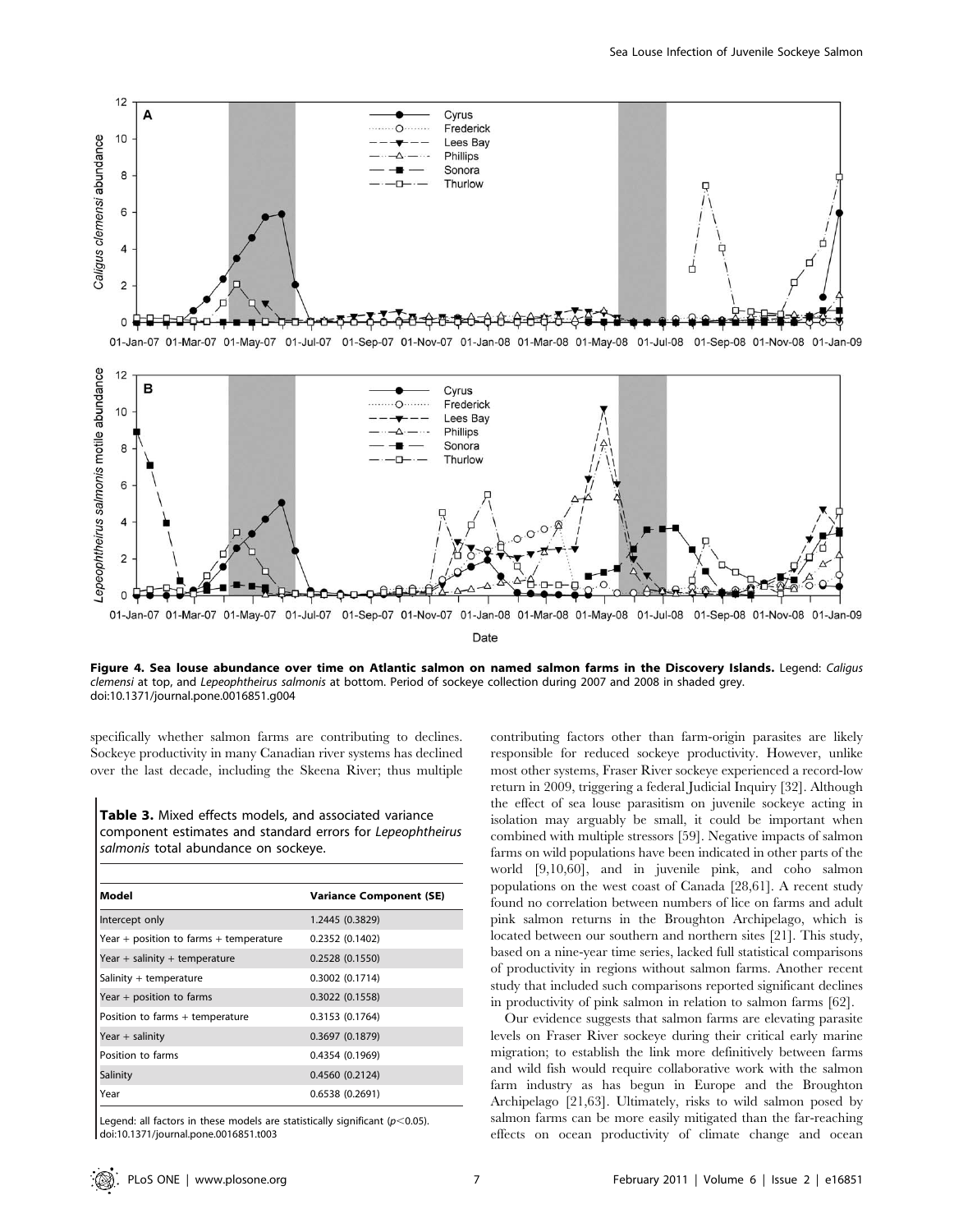**Figure 4. Sea louse abundance over time on Atlantic salmon on named salmon farms in the Discovery Islands.** Legend: *Caligus clemensi* at top, and *Lepeophtheirus salmonis* at bottom. Period of sockeye collection during 2007 and 2008 in shaded grey.
doi:10.1371/journal.pone.0016851.g004

specifically whether salmon farms are contributing to declines. Sockeye productivity in many Canadian river systems has declined over the last decade, including the Skeena River; thus multiple contributing factors other than farm-origin parasites are likely responsible for reduced sockeye productivity. However, unlike most other systems, Fraser River sockeye experienced a record-low return in 2009, triggering a federal Judicial Inquiry [32]. Although the effect of sea louse parasitism on juvenile sockeye acting in isolation may arguably be small, it could be important when combined with multiple stressors [59]. Negative impacts of salmon farms on wild populations have been indicated in other parts of the world [9,10,60], and in juvenile pink, and coho salmon populations on the west coast of Canada [28,61]. A recent study found no correlation between numbers of lice on farms and adult pink salmon returns in the Broughton Archipelago, which is located between our southern and northern sites [21]. This study, based on a nine-year time series, lacked full statistical comparisons of productivity in regions without salmon farms. Another recent study that included such comparisons reported significant declines in productivity of pink salmon in relation to salmon farms [62].

Our evidence suggests that salmon farms are elevating parasite levels on Fraser River sockeye during their critical early marine migration; to establish the link more definitively between farms and wild fish would require collaborative work with the salmon farm industry as has begun in Europe and the Broughton Archipelago [21,63]. Ultimately, risks to wild salmon posed by salmon farms can be more easily mitigated than the far-reaching effects on ocean productivity of climate change and ocean

**Table 3.** Mixed effects models, and associated variance component estimates and standard errors for *Lepeophtheirus salmonis* total abundance on sockeye.

| Model | Variance Component (SE) |
|---|---|
| Intercept only | 1.2445 (0.3829) |
| Year + position to farms + temperature | 0.2352 (0.1402) |
| Year + salinity + temperature | 0.2528 (0.1550) |
| Salinity + temperature | 0.3002 (0.1714) |
| Year + position to farms | 0.3022 (0.1558) |
| Position to farms + temperature | 0.3153 (0.1764) |
| Year + salinity | 0.3697 (0.1879) |
| Position to farms | 0.4354 (0.1969) |
| Salinity | 0.4560 (0.2124) |
| Year | 0.6538 (0.2691) |

Legend: all factors in these models are statistically significant ($p<0.05$).
doi:10.1371/journal.pone.0016851.t003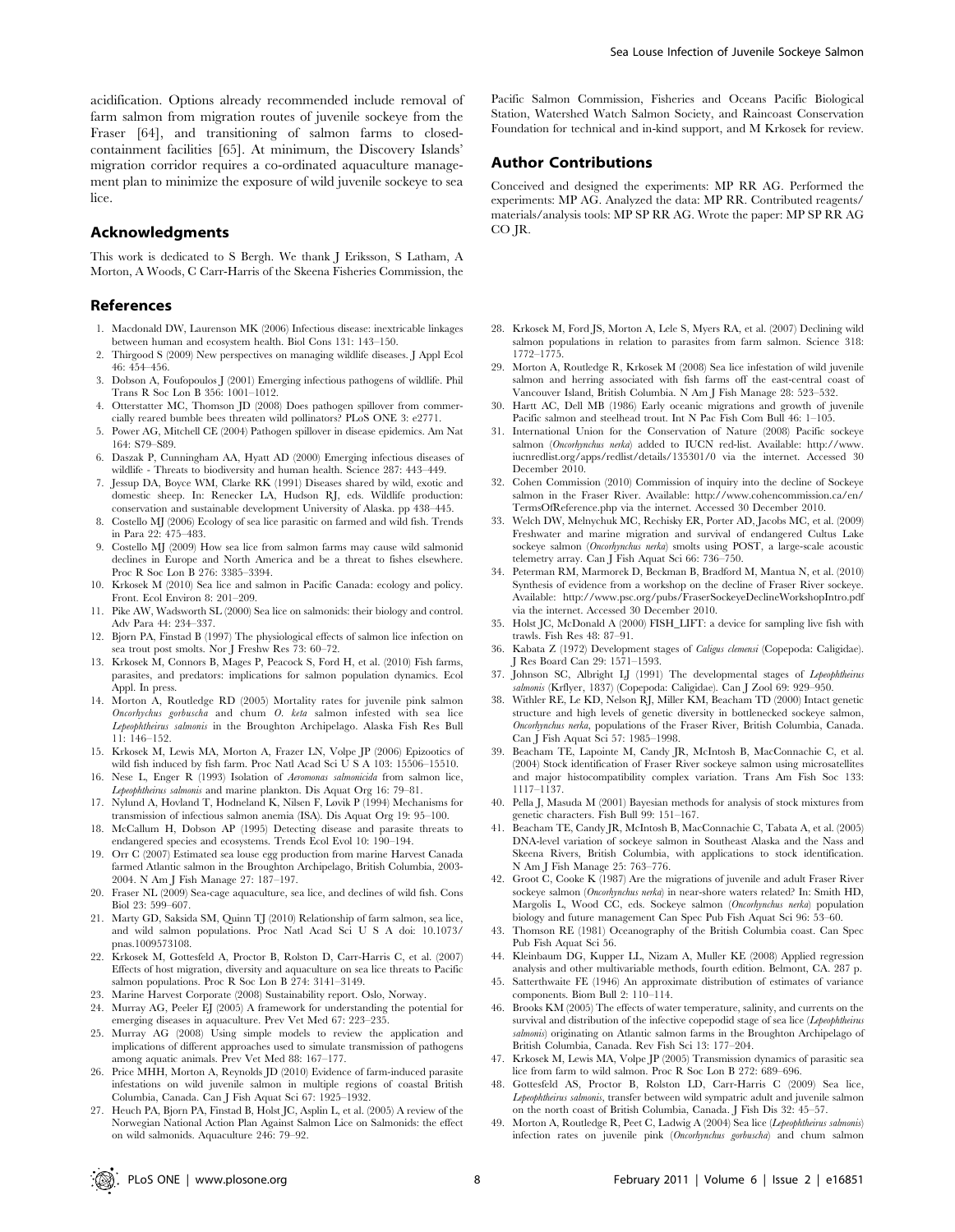acidification. Options already recommended include removal of farm salmon from migration routes of juvenile sockeye from the Fraser [64], and transitioning of salmon farms to closed-containment facilities [65]. At minimum, the Discovery Islands' migration corridor requires a co-ordinated aquaculture management plan to minimize the exposure of wild juvenile sockeye to sea lice.

## Acknowledgments

This work is dedicated to S Bergh. We thank J Eriksson, S Latham, A Morton, A Woods, C Carr-Harris of the Skeena Fisheries Commission, the Pacific Salmon Commission, Fisheries and Oceans Pacific Biological Station, Watershed Watch Salmon Society, and Raincoast Conservation Foundation for technical and in-kind support, and M Krkosek for review.

## Author Contributions

Conceived and designed the experiments: MP RR AG. Performed the experiments: MP AG. Analyzed the data: MP RR. Contributed reagents/materials/analysis tools: MP SP RR AG. Wrote the paper: MP SP RR AG CO JR.

## References

1. Macdonald DW, Laurenson MK (2006) Infectious disease: inextricable linkages between human and ecosystem health. Biol Cons 131: 143–150.
2. Thirgood S (2009) New perspectives on managing wildlife diseases. J Appl Ecol 46: 454–456.
3. Dobson A, Foufopoulos J (2001) Emerging infectious pathogens of wildlife. Phil Trans R Soc Lon B 356: 1001–1012.
4. Otterstatter MC, Thomson JD (2008) Does pathogen spillover from commercially reared bumble bees threaten wild pollinators? PLoS ONE 3: e2771.
5. Power AG, Mitchell CE (2004) Pathogen spillover in disease epidemics. Am Nat 164: S79–S89.
6. Daszak P, Cunningham AA, Hyatt AD (2000) Emerging infectious diseases of wildlife - Threats to biodiversity and human health. Science 287: 443–449.
7. Jessup DA, Boyce WM, Clarke RK (1991) Diseases shared by wild, exotic and domestic sheep. In: Renecker LA, Hudson RJ, eds. Wildlife production: conservation and sustainable development University of Alaska. pp 438–445.
8. Costello MJ (2006) Ecology of sea lice parasitic on farmed and wild fish. Trends in Para 22: 475–483.
9. Costello MJ (2009) How sea lice from salmon farms may cause wild salmonid declines in Europe and North America and be a threat to fishes elsewhere. Proc R Soc Lon B 276: 3385–3394.
10. Krkosek M (2010) Sea lice and salmon in Pacific Canada: ecology and policy. Front. Ecol Environ 8: 201–209.
11. Pike AW, Wadsworth SL (2000) Sea lice on salmonids: their biology and control. Adv Para 44: 234–337.
12. Bjorn PA, Finstad B (1997) The physiological effects of salmon lice infection on sea trout post smolts. Nor J Freshw Res 73: 60–72.
13. Krkosek M, Connors B, Mages P, Peacock S, Ford H, et al. (2010) Fish farms, parasites, and predators: implications for salmon population dynamics. Ecol Appl. In press.
14. Morton A, Routledge RD (2005) Mortality rates for juvenile pink salmon *Oncorhychus gorbuscha* and chum *O. keta* salmon infested with sea lice *Lepeophtheirus salmonis* in the Broughton Archipelago. Alaska Fish Res Bull 11: 146–152.
15. Krkosek M, Lewis MA, Morton A, Frazer LN, Volpe JP (2006) Epizootics of wild fish induced by fish farm. Proc Natl Acad Sci U S A 103: 15506–15510.
16. Nese L, Enger R (1993) Isolation of *Aeromonas salmonicida* from salmon lice, *Lepeophtheirus salmonis* and marine plankton. Dis Aquat Org 16: 79–81.
17. Nylund A, Hovland T, Hodneland K, Nilsen F, Løvik P (1994) Mechanisms for transmission of infectious salmon anemia (ISA). Dis Aquat Org 19: 95–100.
18. McCallum H, Dobson AP (1995) Detecting disease and parasite threats to endangered species and ecosystems. Trends Ecol Evol 10: 190–194.
19. Orr C (2007) Estimated sea louse egg production from marine Harvest Canada farmed Atlantic salmon in the Broughton Archipelago, British Columbia, 2003-2004. N Am J Fish Manage 27: 187–197.
20. Fraser NL (2009) Sea-cage aquaculture, sea lice, and declines of wild fish. Cons Biol 23: 599–607.
21. Marty GD, Saksida SM, Quinn TJ (2010) Relationship of farm salmon, sea lice, and wild salmon populations. Proc Natl Acad Sci U S A doi: 10.1073/pnas.1009573108.
22. Krkosek M, Gottesfeld A, Proctor B, Rolston D, Carr-Harris C, et al. (2007) Effects of host migration, diversity and aquaculture on sea lice threats to Pacific salmon populations. Proc R Soc Lon B 274: 3141–3149.
23. Marine Harvest Corporate (2008) Sustainability report. Oslo, Norway.
24. Murray AG, Peeler EJ (2005) A framework for understanding the potential for emerging diseases in aquaculture. Prev Vet Med 67: 223–235.
25. Murray AG (2008) Using simple models to review the application and implications of different approaches used to simulate transmission of pathogens among aquatic animals. Prev Vet Med 88: 167–177.
26. Price MHH, Morton A, Reynolds JD (2010) Evidence of farm-induced parasite infestations on wild juvenile salmon in multiple regions of coastal British Columbia, Canada. Can J Fish Aquat Sci 67: 1925–1932.
27. Heuch PA, Bjorn PA, Finstad B, Holst JC, Asplin L, et al. (2005) A review of the Norwegian National Action Plan Against Salmon Lice on Salmonids: the effect on wild salmonids. Aquaculture 246: 79–92.
28. Krkosek M, Ford JS, Morton A, Lele S, Myers RA, et al. (2007) Declining wild salmon populations in relation to parasites from farm salmon. Science 318: 1772–1775.
29. Morton A, Routledge R, Krkosek M (2008) Sea lice infestation of wild juvenile salmon and herring associated with fish farms off the east-central coast of Vancouver Island, British Columbia. N Am J Fish Manage 28: 523–532.
30. Hartt AC, Dell MB (1986) Early oceanic migrations and growth of juvenile Pacific salmon and steelhead trout. Int N Pac Fish Com Bull 46: 1–105.
31. International Union for the Conservation of Nature (2008) Pacific sockeye salmon (*Oncorhynchus nerka*) added to IUCN red-list. Available: http://www.iucnredlist.org/apps/redlist/details/135301/0 via the internet. Accessed 30 December 2010.
32. Cohen Commission (2010) Commission of inquiry into the decline of Sockeye salmon in the Fraser River. Available: http://www.cohencommission.ca/en/TermsOfReference.php via the internet. Accessed 30 December 2010.
33. Welch DW, Melnychuk MC, Rechisky ER, Porter AD, Jacobs MC, et al. (2009) Freshwater and marine migration and survival of endangered Cultus Lake sockeye salmon (*Oncorhynchus nerka*) smolts using POST, a large-scale acoustic telemetry array. Can J Fish Aquat Sci 66: 736–750.
34. Peterman RM, Marmorek D, Beckman B, Bradford M, Mantua N, et al. (2010) Synthesis of evidence from a workshop on the decline of Fraser River sockeye. Available: http://www.psc.org/pubs/FraserSockeyeDeclineWorkshopIntro.pdf via the internet. Accessed 30 December 2010.
35. Holst JC, McDonald A (2000) FISH\_LIFT: a device for sampling live fish with trawls. Fish Res 48: 87–91.
36. Kabata Z (1972) Development stages of *Caligus clemensi* (Copepoda: Caligidae). J Res Board Can 29: 1571–1593.
37. Johnson SC, Albright LJ (1991) The developmental stages of *Lepeophtheirus salmonis* (Krflyer, 1837) (Copepoda: Caligidae). Can J Zool 69: 929–950.
38. Withler RE, Le KD, Nelson RJ, Miller KM, Beacham TD (2000) Intact genetic structure and high levels of genetic diversity in bottlenecked sockeye salmon, *Oncorhynchus nerka*, populations of the Fraser River, British Columbia, Canada. Can J Fish Aquat Sci 57: 1985–1998.
39. Beacham TE, Lapointe M, Candy JR, McIntosh B, MacConnachie C, et al. (2004) Stock identification of Fraser River sockeye salmon using microsatellites and major histocompatibility complex variation. Trans Am Fish Soc 133: 1117–1137.
40. Pella J, Masuda M (2001) Bayesian methods for analysis of stock mixtures from genetic characters. Fish Bull 99: 151–167.
41. Beacham TE, Candy JR, McIntosh B, MacConnachie C, Tabata A, et al. (2005) DNA-level variation of sockeye salmon in Southeast Alaska and the Nass and Skeena Rivers, British Columbia, with applications to stock identification. N Am J Fish Manage 25: 763–776.
42. Groot C, Cooke K (1987) Are the migrations of juvenile and adult Fraser River sockeye salmon (*Oncorhynchus nerka*) in near-shore waters related? In: Smith HD, Margolis L, Wood CC, eds. Sockeye salmon (*Oncorhynchus nerka*) population biology and future management Can Spec Pub Fish Aquat Sci 96: 53–60.
43. Thomson RE (1981) Oceanography of the British Columbia coast. Can Spec Pub Fish Aquat Sci 56.
44. Kleinbaum DG, Kupper LL, Nizam A, Muller KE (2008) Applied regression analysis and other multivariable methods, fourth edition. Belmont, CA. 287 p.
45. Satterthwaite FE (1946) An approximate distribution of estimates of variance components. Biom Bull 2: 110–114.
46. Brooks KM (2005) The effects of water temperature, salinity, and currents on the survival and distribution of the infective copepodid stage of sea lice (*Lepeophtheirus salmonis*) originating on Atlantic salmon farms in the Broughton Archipelago of British Columbia, Canada. Rev Fish Sci 13: 177–204.
47. Krkosek M, Lewis MA, Volpe JP (2005) Transmission dynamics of parasitic sea lice from farm to wild salmon. Proc R Soc Lon B 272: 689–696.
48. Gottesfeld AS, Proctor B, Rolston LD, Carr-Harris C (2009) Sea lice, *Lepeophtheirus salmonis*, transfer between wild sympatric adult and juvenile salmon on the north coast of British Columbia, Canada. J Fish Dis 32: 45–57.
49. Morton A, Routledge R, Peet C, Ladwig A (2004) Sea lice (*Lepeophtheirus salmonis*) infection rates on juvenile pink (*Oncorhynchus gorbuscha*) and chum salmon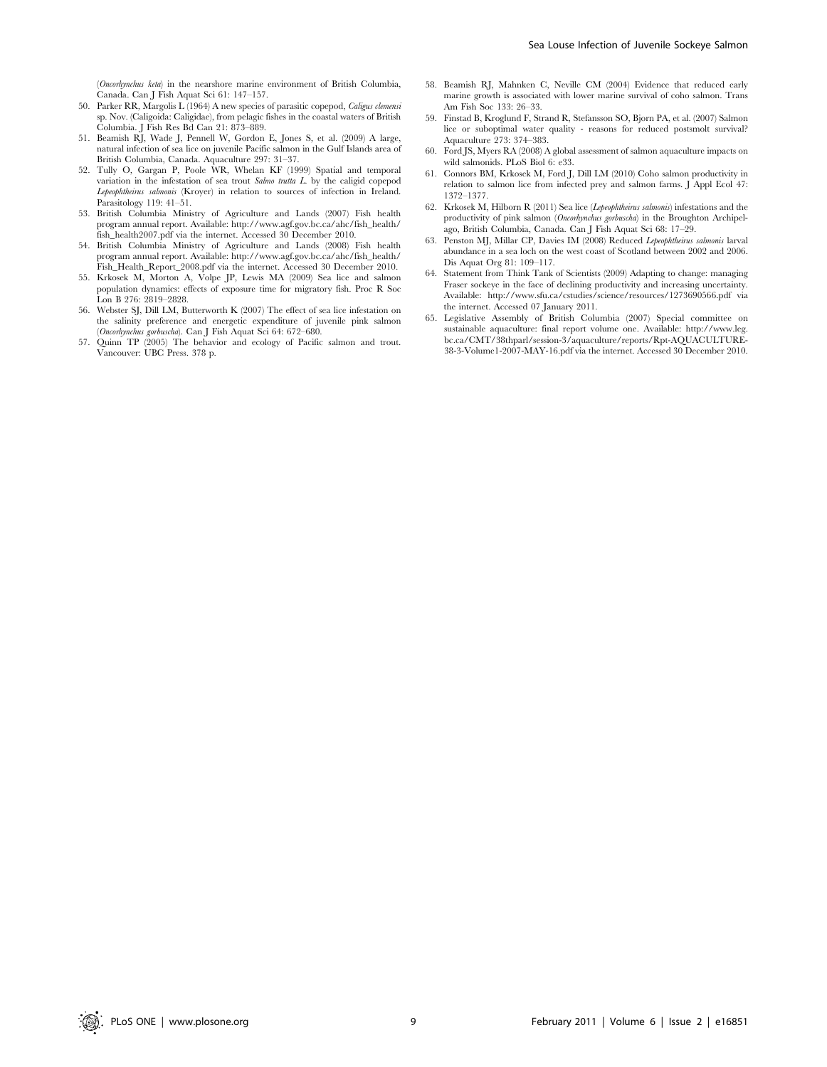(*Oncorhynchus keta*) in the nearshore marine environment of British Columbia, Canada. Can J Fish Aquat Sci 61: 147–157.

50. Parker RR, Margolis L (1964) A new species of parasitic copepod, *Caligus clemensi* sp. Nov. (Caligoida: Caligidae), from pelagic fishes in the coastal waters of British Columbia. J Fish Res Bd Can 21: 873–889.
51. Beamish RJ, Wade J, Pennell W, Gordon E, Jones S, et al. (2009) A large, natural infection of sea lice on juvenile Pacific salmon in the Gulf Islands area of British Columbia, Canada. Aquaculture 297: 31–37.
52. Tully O, Gargan P, Poole WR, Whelan KF (1999) Spatial and temporal variation in the infestation of sea trout *Salmo trutta L.* by the caligid copepod *Lepeophtheirus salmonis* (Kroyer) in relation to sources of infection in Ireland. Parasitology 119: 41–51.
53. British Columbia Ministry of Agriculture and Lands (2007) Fish health program annual report. Available: http://www.agf.gov.bc.ca/ahc/fish_health/fish_health2007.pdf via the internet. Accessed 30 December 2010.
54. British Columbia Ministry of Agriculture and Lands (2008) Fish health program annual report. Available: http://www.agf.gov.bc.ca/ahc/fish_health/Fish_Health_Report_2008.pdf via the internet. Accessed 30 December 2010.
55. Krkosek M, Morton A, Volpe JP, Lewis MA (2009) Sea lice and salmon population dynamics: effects of exposure time for migratory fish. Proc R Soc Lon B 276: 2819–2828.
56. Webster SJ, Dill LM, Butterworth K (2007) The effect of sea lice infestation on the salinity preference and energetic expenditure of juvenile pink salmon (*Oncorhynchus gorbuscha*). Can J Fish Aquat Sci 64: 672–680.
57. Quinn TP (2005) The behavior and ecology of Pacific salmon and trout. Vancouver: UBC Press. 378 p.
58. Beamish RJ, Mahnken C, Neville CM (2004) Evidence that reduced early marine growth is associated with lower marine survival of coho salmon. Trans Am Fish Soc 133: 26–33.
59. Finstad B, Kroglund F, Strand R, Stefansson SO, Bjorn PA, et al. (2007) Salmon lice or suboptimal water quality - reasons for reduced postsmolt survival? Aquaculture 273: 374–383.
60. Ford JS, Myers RA (2008) A global assessment of salmon aquaculture impacts on wild salmonids. PLoS Biol 6: e33.
61. Connors BM, Krkosek M, Ford J, Dill LM (2010) Coho salmon productivity in relation to salmon lice from infected prey and salmon farms. J Appl Ecol 47: 1372–1377.
62. Krkosek M, Hilborn R (2011) Sea lice (*Lepeophtheirus salmonis*) infestations and the productivity of pink salmon (*Oncorhynchus gorbuscha*) in the Broughton Archipelago, British Columbia, Canada. Can J Fish Aquat Sci 68: 17–29.
63. Penston MJ, Millar CP, Davies IM (2008) Reduced *Lepeophtheirus salmonis* larval abundance in a sea loch on the west coast of Scotland between 2002 and 2006. Dis Aquat Org 81: 109–117.
64. Statement from Think Tank of Scientists (2009) Adapting to change: managing Fraser sockeye in the face of declining productivity and increasing uncertainty. Available: http://www.sfu.ca/cstudies/science/resources/1273690566.pdf via the internet. Accessed 07 January 2011.
65. Legislative Assembly of British Columbia (2007) Special committee on sustainable aquaculture: final report volume one. Available: http://www.leg.bc.ca/CMT/38thparl/session-3/aquaculture/reports/Rpt-AQUACULTURE-38-3-Volume1-2007-MAY-16.pdf via the internet. Accessed 30 December 2010.